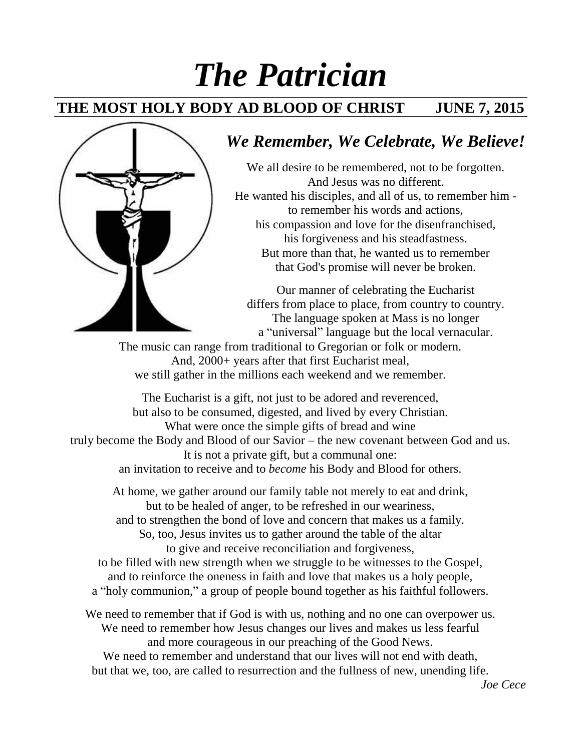# *The Patrician*

**THE MOST HOLY BODY AD BLOOD OF CHRIST JUNE 7, 2015**

## *We Remember, We Celebrate, We Believe!*

We all desire to be remembered, not to be forgotten.
And Jesus was no different.
He wanted his disciples, and all of us, to remember him -
to remember his words and actions,
his compassion and love for the disenfranchised,
his forgiveness and his steadfastness.
But more than that, he wanted us to remember
that God's promise will never be broken.

Our manner of celebrating the Eucharist
differs from place to place, from country to country.
The language spoken at Mass is no longer
a "universal" language but the local vernacular.
The music can range from traditional to Gregorian or folk or modern.
And, 2000+ years after that first Eucharist meal,
we still gather in the millions each weekend and we remember.

The Eucharist is a gift, not just to be adored and reverenced,
but also to be consumed, digested, and lived by every Christian.
What were once the simple gifts of bread and wine
truly become the Body and Blood of our Savior – the new covenant between God and us.
It is not a private gift, but a communal one:
an invitation to receive and to *become* his Body and Blood for others.

At home, we gather around our family table not merely to eat and drink,
but to be healed of anger, to be refreshed in our weariness,
and to strengthen the bond of love and concern that makes us a family.
So, too, Jesus invites us to gather around the table of the altar
to give and receive reconciliation and forgiveness,
to be filled with new strength when we struggle to be witnesses to the Gospel,
and to reinforce the oneness in faith and love that makes us a holy people,
a "holy communion," a group of people bound together as his faithful followers.

We need to remember that if God is with us, nothing and no one can overpower us.
We need to remember how Jesus changes our lives and makes us less fearful
and more courageous in our preaching of the Good News.
We need to remember and understand that our lives will not end with death,
but that we, too, are called to resurrection and the fullness of new, unending life.

*Joe Cece*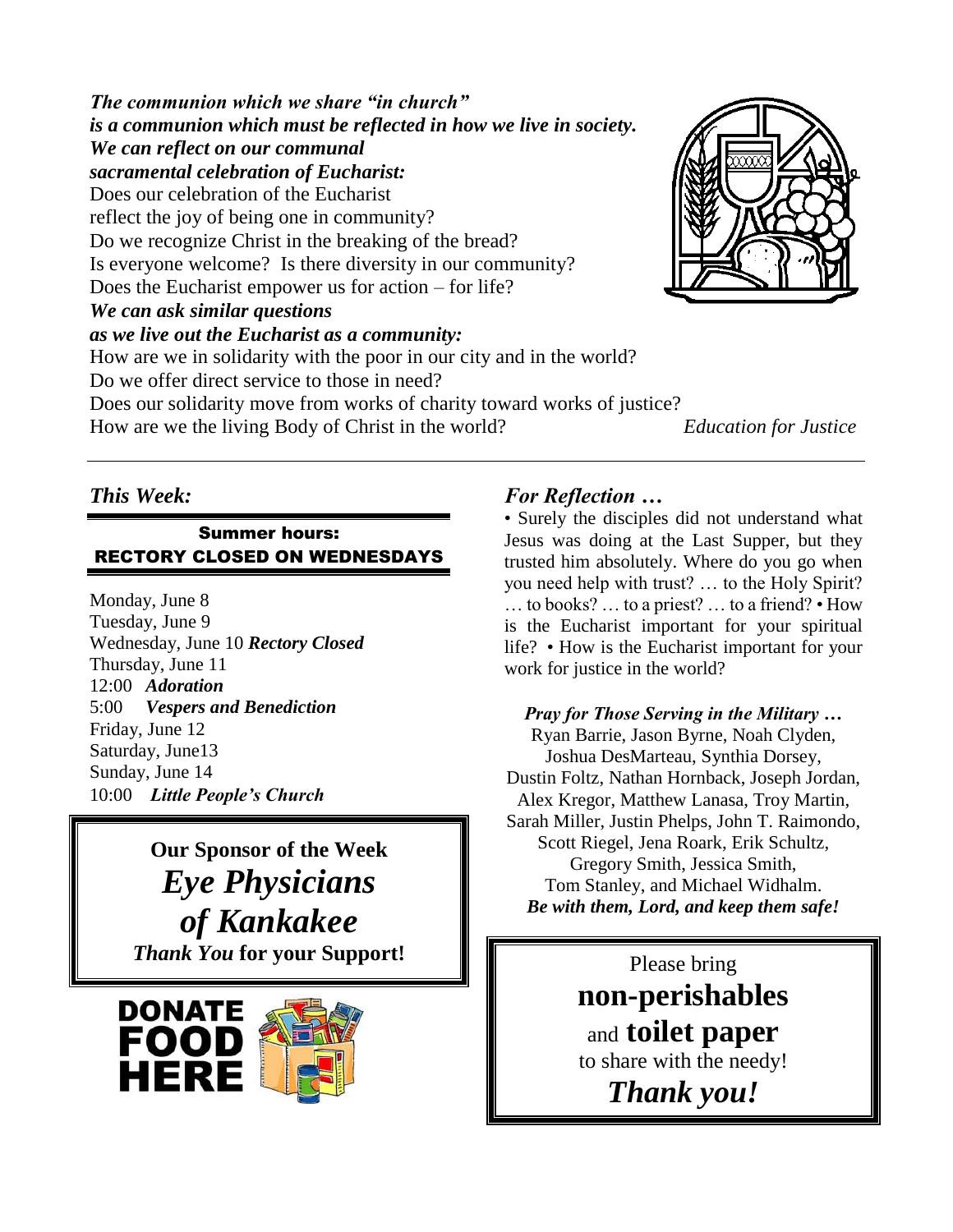***The communion which we share "in church"***
***is a communion which must be reflected in how we live in society.***
***We can reflect on our communal***
***sacramental celebration of Eucharist:***

Does our celebration of the Eucharist
reflect the joy of being one in community?
Do we recognize Christ in the breaking of the bread?
Is everyone welcome? Is there diversity in our community?
Does the Eucharist empower us for action – for life?

***We can ask similar questions***
***as we live out the Eucharist as a community:***

How are we in solidarity with the poor in our city and in the world?
Do we offer direct service to those in need?
Does our solidarity move from works of charity toward works of justice?
How are we the living Body of Christ in the world?

*Education for Justice*

---

## *This Week:*

**Summer hours:**
**RECTORY CLOSED ON WEDNESDAYS**

Monday, June 8
Tuesday, June 9
Wednesday, June 10 ***Rectory Closed***
Thursday, June 11
12:00 ***Adoration***
5:00 ***Vespers and Benediction***
Friday, June 12
Saturday, June13
Sunday, June 14
10:00 ***Little People's Church***

**Our Sponsor of the Week**
***Eye Physicians***
***of Kankakee***
***Thank You*** **for your Support!**

DONATE FOOD HERE

## *For Reflection …*

• Surely the disciples did not understand what Jesus was doing at the Last Supper, but they trusted him absolutely. Where do you go when you need help with trust? … to the Holy Spirit? … to books? … to a priest? … to a friend? • How is the Eucharist important for your spiritual life? • How is the Eucharist important for your work for justice in the world?

***Pray for Those Serving in the Military …***
Ryan Barrie, Jason Byrne, Noah Clyden,
Joshua DesMarteau, Synthia Dorsey,
Dustin Foltz, Nathan Hornback, Joseph Jordan,
Alex Kregor, Matthew Lanasa, Troy Martin,
Sarah Miller, Justin Phelps, John T. Raimondo,
Scott Riegel, Jena Roark, Erik Schultz,
Gregory Smith, Jessica Smith,
Tom Stanley, and Michael Widhalm.
***Be with them, Lord, and keep them safe!***

Please bring
**non-perishables**
and **toilet paper**
to share with the needy!
***Thank you!***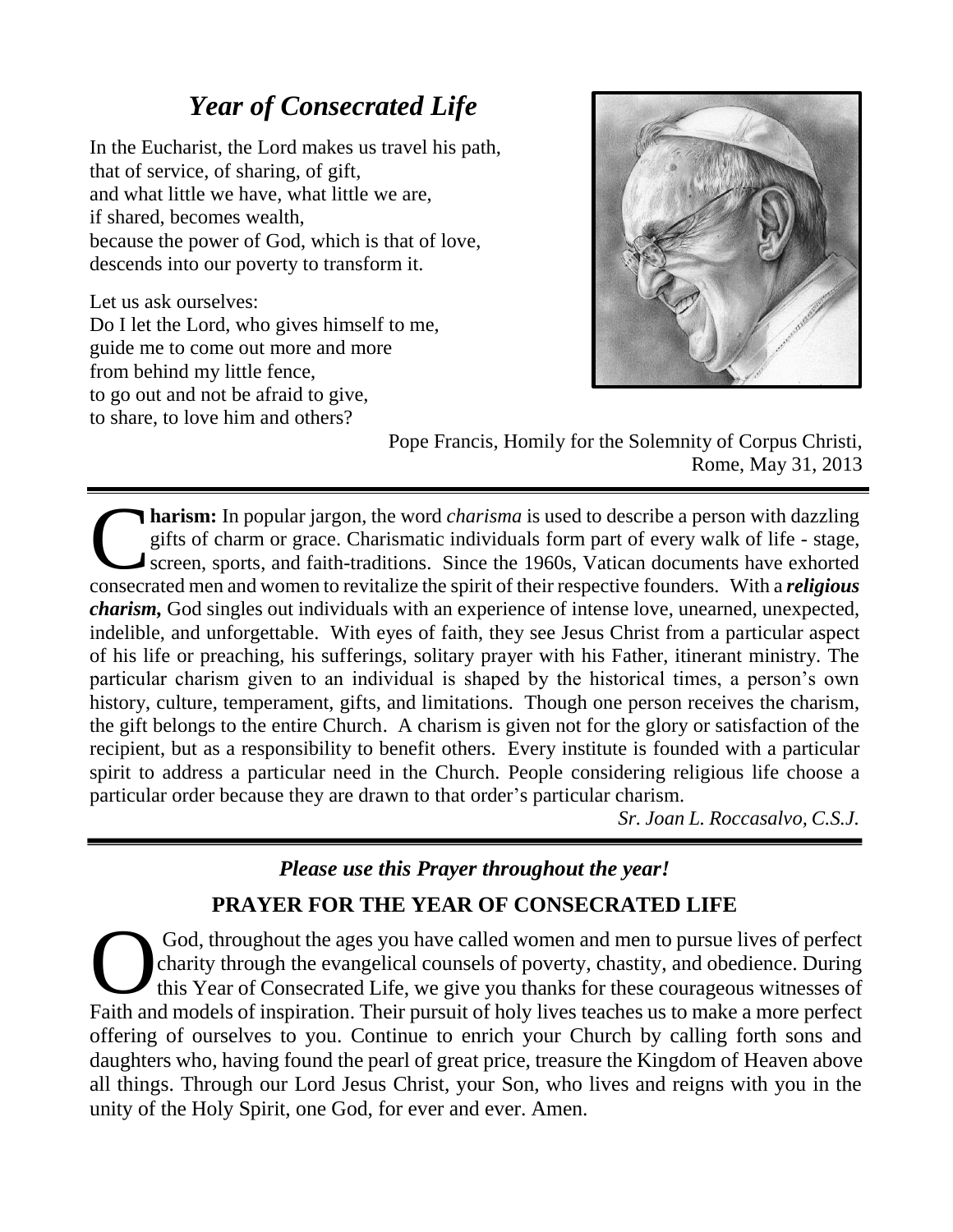# *Year of Consecrated Life*

In the Eucharist, the Lord makes us travel his path,
that of service, of sharing, of gift,
and what little we have, what little we are,
if shared, becomes wealth,
because the power of God, which is that of love,
descends into our poverty to transform it.

Let us ask ourselves:
Do I let the Lord, who gives himself to me,
guide me to come out more and more
from behind my little fence,
to go out and not be afraid to give,
to share, to love him and others?

Pope Francis, Homily for the Solemnity of Corpus Christi,
Rome, May 31, 2013

---

**Charism:** In popular jargon, the word *charisma* is used to describe a person with dazzling gifts of charm or grace. Charismatic individuals form part of every walk of life - stage, screen, sports, and faith-traditions. Since the 1960s, Vatican documents have exhorted consecrated men and women to revitalize the spirit of their respective founders. With a ***religious charism,*** God singles out individuals with an experience of intense love, unearned, unexpected, indelible, and unforgettable. With eyes of faith, they see Jesus Christ from a particular aspect of his life or preaching, his sufferings, solitary prayer with his Father, itinerant ministry. The particular charism given to an individual is shaped by the historical times, a person's own history, culture, temperament, gifts, and limitations. Though one person receives the charism, the gift belongs to the entire Church. A charism is given not for the glory or satisfaction of the recipient, but as a responsibility to benefit others. Every institute is founded with a particular spirit to address a particular need in the Church. People considering religious life choose a particular order because they are drawn to that order's particular charism.

*Sr. Joan L. Roccasalvo, C.S.J.*

---

***Please use this Prayer throughout the year!***

## PRAYER FOR THE YEAR OF CONSECRATED LIFE

O God, throughout the ages you have called women and men to pursue lives of perfect charity through the evangelical counsels of poverty, chastity, and obedience. During this Year of Consecrated Life, we give you thanks for these courageous witnesses of Faith and models of inspiration. Their pursuit of holy lives teaches us to make a more perfect offering of ourselves to you. Continue to enrich your Church by calling forth sons and daughters who, having found the pearl of great price, treasure the Kingdom of Heaven above all things. Through our Lord Jesus Christ, your Son, who lives and reigns with you in the unity of the Holy Spirit, one God, for ever and ever. Amen.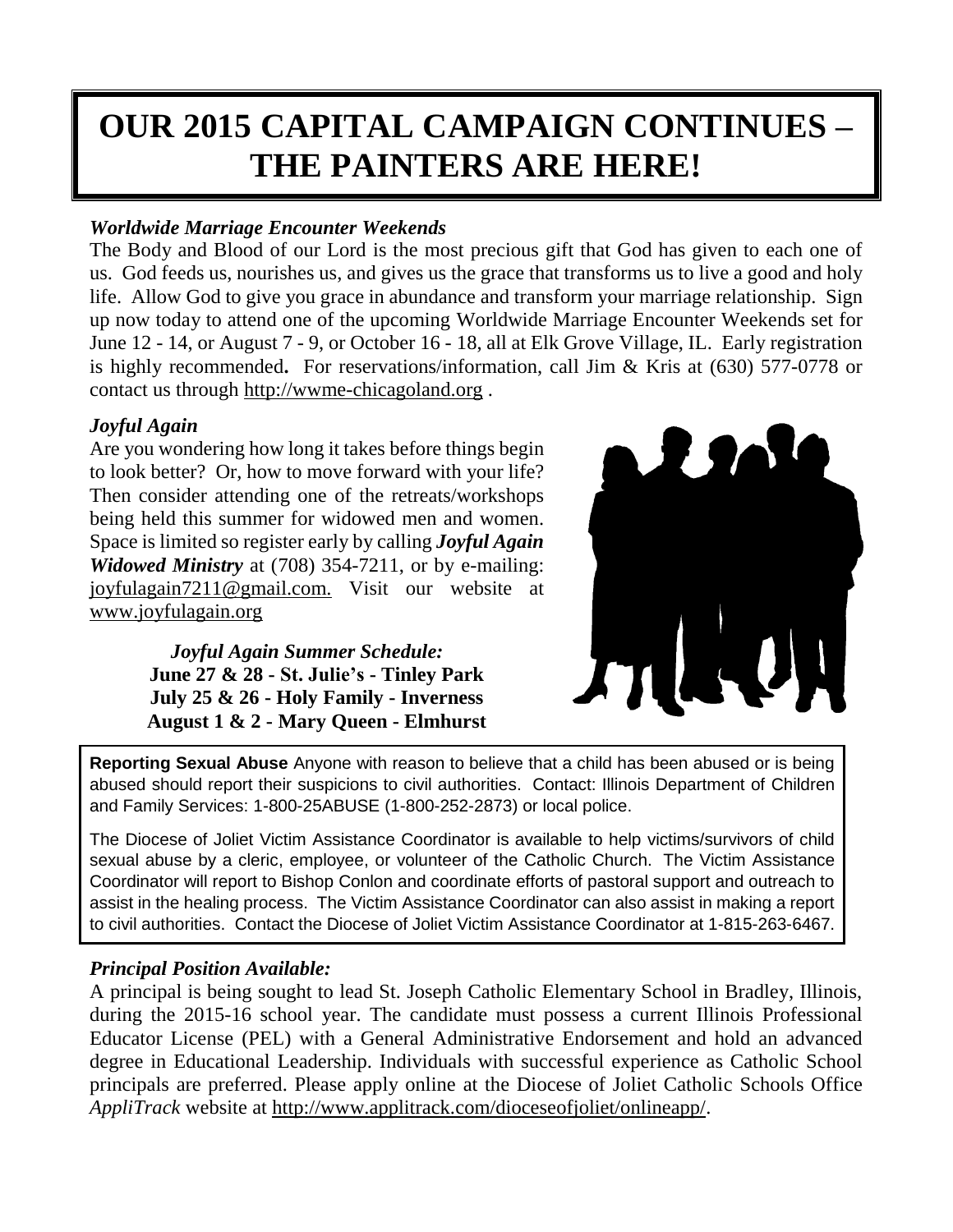# OUR 2015 CAPITAL CAMPAIGN CONTINUES – THE PAINTERS ARE HERE!

### *Worldwide Marriage Encounter Weekends*

The Body and Blood of our Lord is the most precious gift that God has given to each one of us. God feeds us, nourishes us, and gives us the grace that transforms us to live a good and holy life. Allow God to give you grace in abundance and transform your marriage relationship. Sign up now today to attend one of the upcoming Worldwide Marriage Encounter Weekends set for June 12 - 14, or August 7 - 9, or October 16 - 18, all at Elk Grove Village, IL. Early registration is highly recommended**.** For reservations/information, call Jim & Kris at (630) 577-0778 or contact us through http://wwme-chicagoland.org .

### *Joyful Again*

Are you wondering how long it takes before things begin to look better? Or, how to move forward with your life? Then consider attending one of the retreats/workshops being held this summer for widowed men and women. Space is limited so register early by calling ***Joyful Again Widowed Ministry*** at (708) 354-7211, or by e-mailing: joyfulagain7211@gmail.com. Visit our website at www.joyfulagain.org

***Joyful Again Summer Schedule:***
**June 27 & 28 - St. Julie's - Tinley Park**
**July 25 & 26 - Holy Family - Inverness**
**August 1 & 2 - Mary Queen - Elmhurst**

**Reporting Sexual Abuse** Anyone with reason to believe that a child has been abused or is being abused should report their suspicions to civil authorities. Contact: Illinois Department of Children and Family Services: 1-800-25ABUSE (1-800-252-2873) or local police.

The Diocese of Joliet Victim Assistance Coordinator is available to help victims/survivors of child sexual abuse by a cleric, employee, or volunteer of the Catholic Church. The Victim Assistance Coordinator will report to Bishop Conlon and coordinate efforts of pastoral support and outreach to assist in the healing process. The Victim Assistance Coordinator can also assist in making a report to civil authorities. Contact the Diocese of Joliet Victim Assistance Coordinator at 1-815-263-6467.

### *Principal Position Available:*

A principal is being sought to lead St. Joseph Catholic Elementary School in Bradley, Illinois, during the 2015-16 school year. The candidate must possess a current Illinois Professional Educator License (PEL) with a General Administrative Endorsement and hold an advanced degree in Educational Leadership. Individuals with successful experience as Catholic School principals are preferred. Please apply online at the Diocese of Joliet Catholic Schools Office *AppliTrack* website at http://www.applitrack.com/dioceseofjoliet/onlineapp/.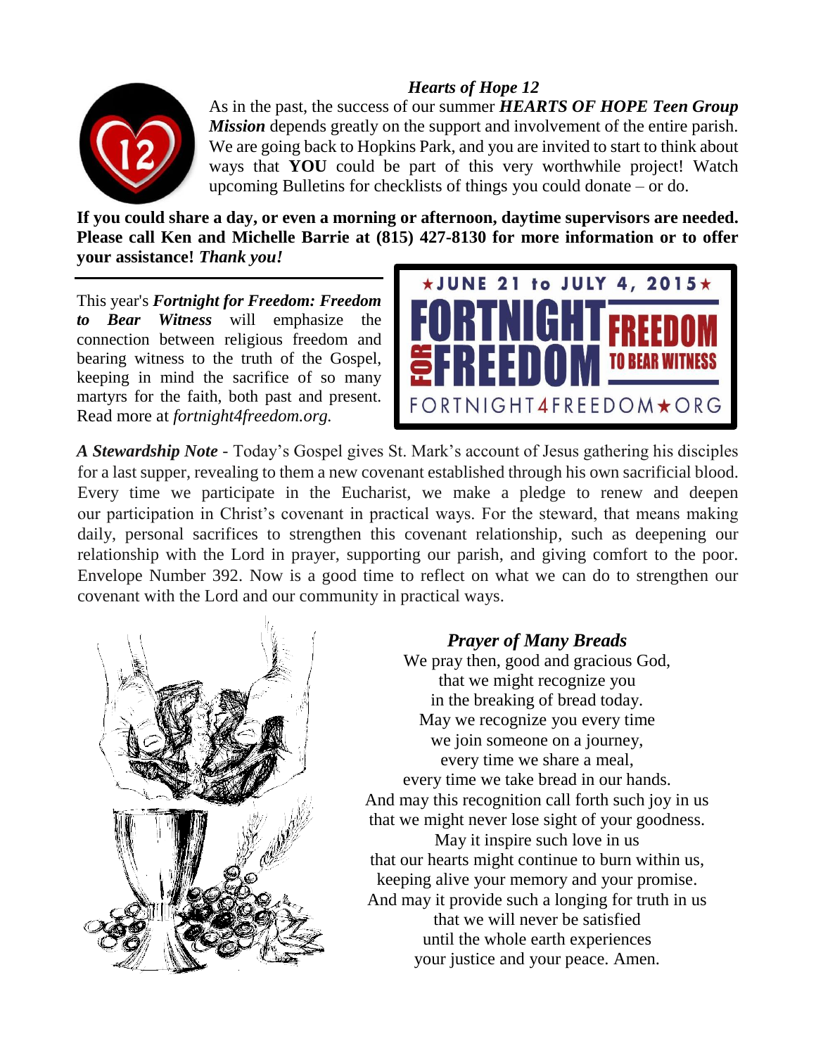### *Hearts of Hope 12*

As in the past, the success of our summer ***HEARTS OF HOPE Teen Group Mission*** depends greatly on the support and involvement of the entire parish. We are going back to Hopkins Park, and you are invited to start to think about ways that **YOU** could be part of this very worthwhile project! Watch upcoming Bulletins for checklists of things you could donate – or do.

**If you could share a day, or even a morning or afternoon, daytime supervisors are needed. Please call Ken and Michelle Barrie at (815) 427-8130 for more information or to offer your assistance!** ***Thank you!***

---

This year's ***Fortnight for Freedom: Freedom to Bear Witness*** will emphasize the connection between religious freedom and bearing witness to the truth of the Gospel, keeping in mind the sacrifice of so many martyrs for the faith, both past and present. Read more at *fortnight4freedom.org.*

★JUNE 21 to JULY 4, 2015★
FORTNIGHT FOR FREEDOM
FREEDOM TO BEAR WITNESS
FORTNIGHT4FREEDOM★ORG

***A Stewardship Note*** - Today's Gospel gives St. Mark's account of Jesus gathering his disciples for a last supper, revealing to them a new covenant established through his own sacrificial blood. Every time we participate in the Eucharist, we make a pledge to renew and deepen our participation in Christ's covenant in practical ways. For the steward, that means making daily, personal sacrifices to strengthen this covenant relationship, such as deepening our relationship with the Lord in prayer, supporting our parish, and giving comfort to the poor. Envelope Number 392. Now is a good time to reflect on what we can do to strengthen our covenant with the Lord and our community in practical ways.

### *Prayer of Many Breads*

We pray then, good and gracious God,
that we might recognize you
in the breaking of bread today.
May we recognize you every time
we join someone on a journey,
every time we share a meal,
every time we take bread in our hands.
And may this recognition call forth such joy in us
that we might never lose sight of your goodness.
May it inspire such love in us
that our hearts might continue to burn within us,
keeping alive your memory and your promise.
And may it provide such a longing for truth in us
that we will never be satisfied
until the whole earth experiences
your justice and your peace. Amen.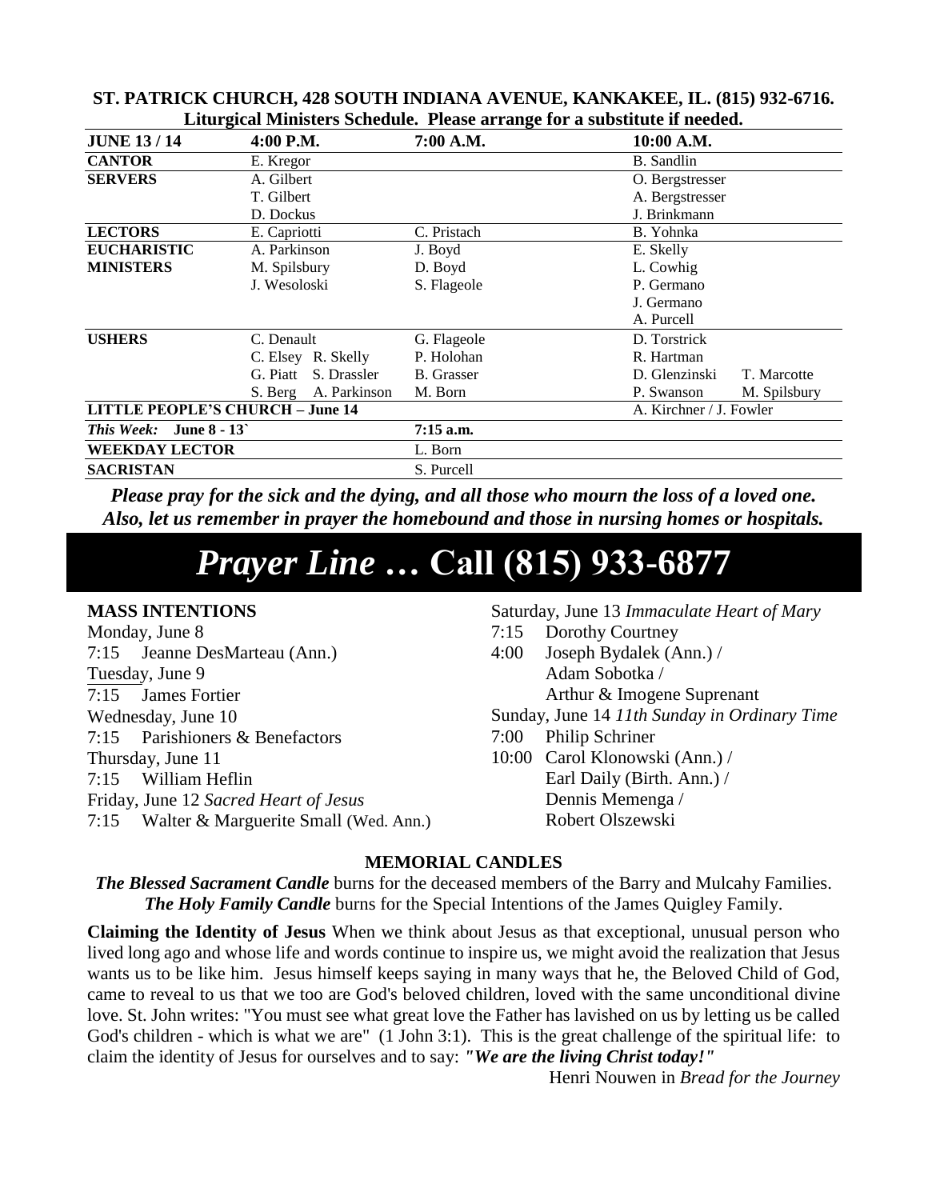**ST. PATRICK CHURCH, 428 SOUTH INDIANA AVENUE, KANKAKEE, IL. (815) 932-6716.**
**Liturgical Ministers Schedule. Please arrange for a substitute if needed.**

| **JUNE 13 / 14** | **4:00 P.M.** | **7:00 A.M.** | **10:00 A.M.** | |
|---|---|---|---|---|
| **CANTOR** | E. Kregor | | B. Sandlin | |
| **SERVERS** | A. Gilbert | | O. Bergstresser | |
| | T. Gilbert | | A. Bergstresser | |
| | D. Dockus | | J. Brinkmann | |
| **LECTORS** | E. Capriotti | C. Pristach | B. Yohnka | |
| **EUCHARISTIC** | A. Parkinson | J. Boyd | E. Skelly | |
| **MINISTERS** | M. Spilsbury | D. Boyd | L. Cowhig | |
| | J. Wesoloski | S. Flageole | P. Germano | |
| | | | J. Germano | |
| | | | A. Purcell | |
| **USHERS** | C. Denault | G. Flageole | D. Torstrick | |
| | C. Elsey R. Skelly | P. Holohan | R. Hartman | |
| | G. Piatt S. Drassler | B. Grasser | D. Glenzinski | T. Marcotte |
| | S. Berg A. Parkinson | M. Born | P. Swanson | M. Spilsbury |
| **LITTLE PEOPLE'S CHURCH – June 14** | | | A. Kirchner / J. Fowler | |
| ***This Week:*** **June 8 - 13`** | | **7:15 a.m.** | | |
| **WEEKDAY LECTOR** | | L. Born | | |
| **SACRISTAN** | | S. Purcell | | |

***Please pray for the sick and the dying, and all those who mourn the loss of a loved one. Also, let us remember in prayer the homebound and those in nursing homes or hospitals.***

# *Prayer Line …* Call (815) 933-6877

**MASS INTENTIONS**

Monday, June 8
7:15 Jeanne DesMarteau (Ann.)
Tuesday, June 9
7:15 James Fortier
Wednesday, June 10
7:15 Parishioners & Benefactors
Thursday, June 11
7:15 William Heflin
Friday, June 12 *Sacred Heart of Jesus*
7:15 Walter & Marguerite Small (Wed. Ann.)
Saturday, June 13 *Immaculate Heart of Mary*
7:15 Dorothy Courtney
4:00 Joseph Bydalek (Ann.) / Adam Sobotka / Arthur & Imogene Suprenant
Sunday, June 14 *11th Sunday in Ordinary Time*
7:00 Philip Schriner
10:00 Carol Klonowski (Ann.) / Earl Daily (Birth. Ann.) / Dennis Memenga / Robert Olszewski

**MEMORIAL CANDLES**

***The Blessed Sacrament Candle*** burns for the deceased members of the Barry and Mulcahy Families.
***The Holy Family Candle*** burns for the Special Intentions of the James Quigley Family.

**Claiming the Identity of Jesus** When we think about Jesus as that exceptional, unusual person who lived long ago and whose life and words continue to inspire us, we might avoid the realization that Jesus wants us to be like him. Jesus himself keeps saying in many ways that he, the Beloved Child of God, came to reveal to us that we too are God's beloved children, loved with the same unconditional divine love. St. John writes: "You must see what great love the Father has lavished on us by letting us be called God's children - which is what we are" (1 John 3:1). This is the great challenge of the spiritual life: to claim the identity of Jesus for ourselves and to say: *"**We are the living Christ today!**"*

Henri Nouwen in *Bread for the Journey*